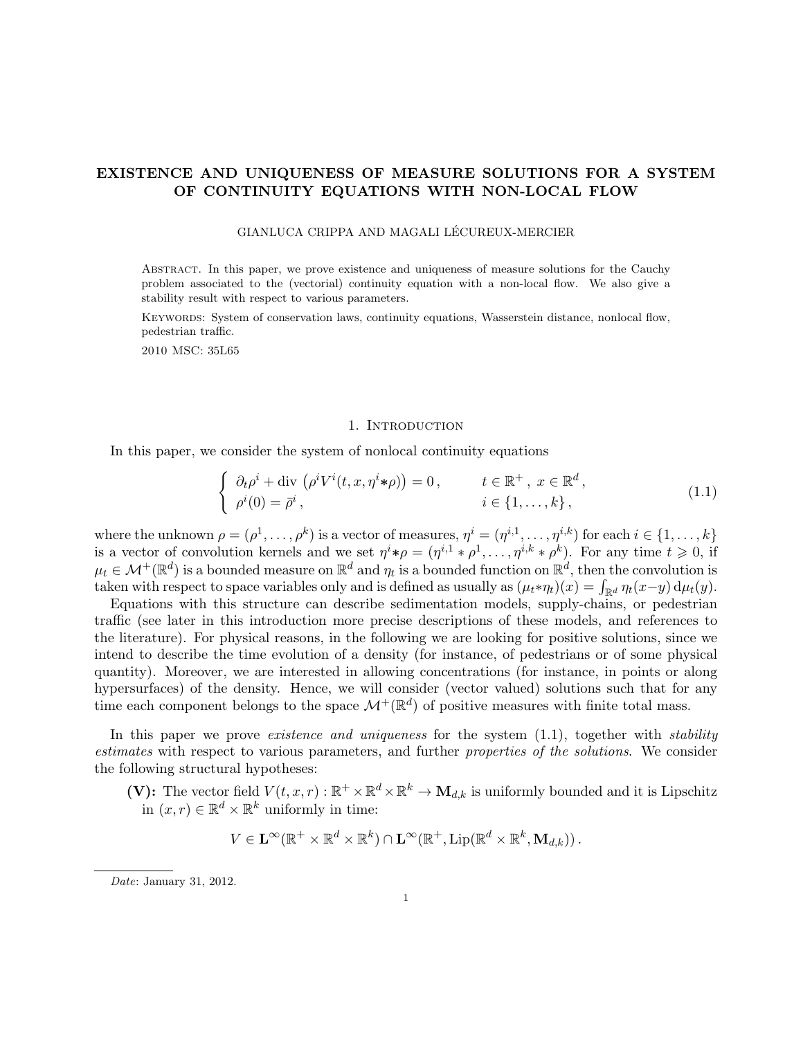# EXISTENCE AND UNIQUENESS OF MEASURE SOLUTIONS FOR A SYSTEM OF CONTINUITY EQUATIONS WITH NON-LOCAL FLOW

GIANLUCA CRIPPA AND MAGALI LÉCUREUX-MERCIER

Abstract. In this paper, we prove existence and uniqueness of measure solutions for the Cauchy problem associated to the (vectorial) continuity equation with a non-local flow. We also give a stability result with respect to various parameters.

Keywords: System of conservation laws, continuity equations, Wasserstein distance, nonlocal flow, pedestrian traffic.

2010 MSC: 35L65

## 1. Introduction

In this paper, we consider the system of nonlocal continuity equations

$$\begin{cases} \partial_t \rho^i + \text{div}\,\left(\rho^i V^i(t,x,\eta^i {*} \rho)\right) = 0\,, & t \in \mathbb{R}^+\,,\ x \in \mathbb{R}^d\,, \\ \rho^i(0) = \bar{\rho}^i\,, & i \in \{1,\ldots,k\}\,, \end{cases} \tag{1.1}$$

where the unknown $\rho = (\rho^1,\ldots,\rho^k)$ is a vector of measures, $\eta^i = (\eta^{i,1},\ldots,\eta^{i,k})$ for each $i \in \{1,\ldots,k\}$ is a vector of convolution kernels and we set $\eta^i {*} \rho = (\eta^{i,1} * \rho^1,\ldots,\eta^{i,k} * \rho^k)$. For any time $t \geqslant 0$, if $\mu_t \in \mathcal{M}^+(\mathbb{R}^d)$ is a bounded measure on $\mathbb{R}^d$ and $\eta_t$ is a bounded function on $\mathbb{R}^d$, then the convolution is taken with respect to space variables only and is defined as usually as $(\mu_t {*} \eta_t)(x) = \int_{\mathbb{R}^d} \eta_t(x-y)\,\mathrm{d}\mu_t(y)$.

Equations with this structure can describe sedimentation models, supply-chains, or pedestrian traffic (see later in this introduction more precise descriptions of these models, and references to the literature). For physical reasons, in the following we are looking for positive solutions, since we intend to describe the time evolution of a density (for instance, of pedestrians or of some physical quantity). Moreover, we are interested in allowing concentrations (for instance, in points or along hypersurfaces) of the density. Hence, we will consider (vector valued) solutions such that for any time each component belongs to the space $\mathcal{M}^+(\mathbb{R}^d)$ of positive measures with finite total mass.

In this paper we prove *existence and uniqueness* for the system (1.1), together with *stability estimates* with respect to various parameters, and further *properties of the solutions*. We consider the following structural hypotheses:

**(V):** The vector field $V(t,x,r) : \mathbb{R}^+ \times \mathbb{R}^d \times \mathbb{R}^k \to \mathbf{M}_{d,k}$ is uniformly bounded and it is Lipschitz in $(x,r) \in \mathbb{R}^d \times \mathbb{R}^k$ uniformly in time:

$$V \in \mathbf{L}^\infty(\mathbb{R}^+ \times \mathbb{R}^d \times \mathbb{R}^k) \cap \mathbf{L}^\infty(\mathbb{R}^+, \text{Lip}(\mathbb{R}^d \times \mathbb{R}^k, \mathbf{M}_{d,k}))\,.$$

*Date*: January 31, 2012.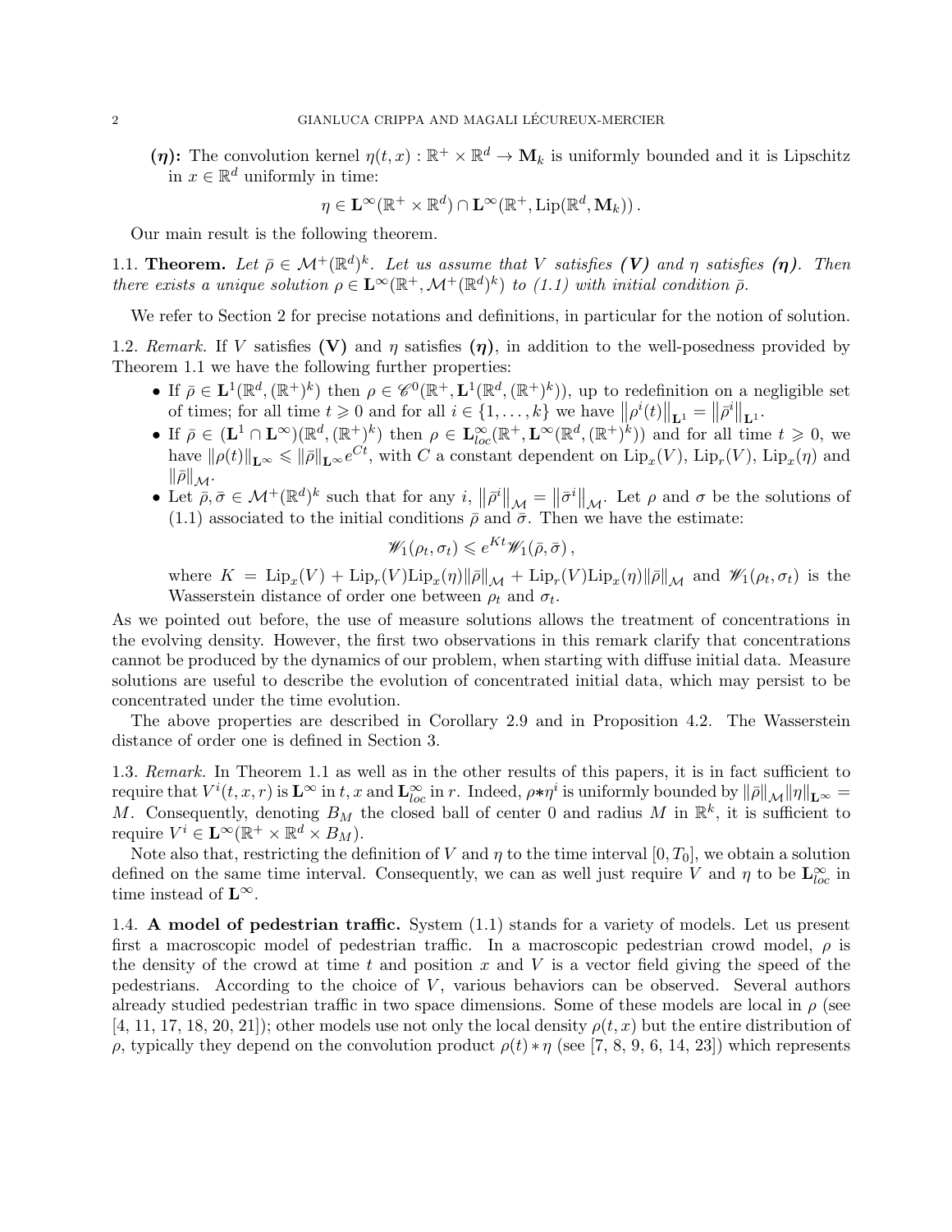**($\eta$):** The convolution kernel $\eta(t,x) : \mathbb{R}^+ \times \mathbb{R}^d \to \mathbf{M}_k$ is uniformly bounded and it is Lipschitz in $x \in \mathbb{R}^d$ uniformly in time:

$$\eta \in \mathbf{L}^\infty(\mathbb{R}^+ \times \mathbb{R}^d) \cap \mathbf{L}^\infty(\mathbb{R}^+, \mathrm{Lip}(\mathbb{R}^d, \mathbf{M}_k)) .$$

Our main result is the following theorem.

1.1. **Theorem.** *Let $\bar\rho \in \mathcal{M}^+(\mathbb{R}^d)^k$. Let us assume that $V$ satisfies **(V)** and $\eta$ satisfies **($\eta$)**. Then there exists a unique solution $\rho \in \mathbf{L}^\infty(\mathbb{R}^+, \mathcal{M}^+(\mathbb{R}^d)^k)$ to (1.1) with initial condition $\bar\rho$.*

We refer to Section 2 for precise notations and definitions, in particular for the notion of solution.

1.2. *Remark.* If $V$ satisfies **(V)** and $\eta$ satisfies **($\eta$)**, in addition to the well-posedness provided by Theorem 1.1 we have the following further properties:

- If $\bar\rho \in \mathbf{L}^1(\mathbb{R}^d, (\mathbb{R}^+)^k)$ then $\rho \in \mathscr{C}^0(\mathbb{R}^+, \mathbf{L}^1(\mathbb{R}^d, (\mathbb{R}^+)^k))$, up to redefinition on a negligible set of times; for all time $t \geqslant 0$ and for all $i \in \{1, \ldots, k\}$ we have $\left\|\rho^i(t)\right\|_{\mathbf{L}^1} = \left\|\bar\rho^i\right\|_{\mathbf{L}^1}$.
- If $\bar\rho \in (\mathbf{L}^1 \cap \mathbf{L}^\infty)(\mathbb{R}^d, (\mathbb{R}^+)^k)$ then $\rho \in \mathbf{L}^\infty_{loc}(\mathbb{R}^+, \mathbf{L}^\infty(\mathbb{R}^d, (\mathbb{R}^+)^k))$ and for all time $t \geqslant 0$, we have $\|\rho(t)\|_{\mathbf{L}^\infty} \leqslant \|\bar\rho\|_{\mathbf{L}^\infty} e^{Ct}$, with $C$ a constant dependent on $\mathrm{Lip}_x(V)$, $\mathrm{Lip}_r(V)$, $\mathrm{Lip}_x(\eta)$ and $\|\bar\rho\|_{\mathcal{M}}$.
- Let $\bar\rho, \bar\sigma \in \mathcal{M}^+(\mathbb{R}^d)^k$ such that for any $i$, $\left\|\bar\rho^i\right\|_{\mathcal{M}} = \left\|\bar\sigma^i\right\|_{\mathcal{M}}$. Let $\rho$ and $\sigma$ be the solutions of (1.1) associated to the initial conditions $\bar\rho$ and $\bar\sigma$. Then we have the estimate:

$$\mathscr{W}_1(\rho_t, \sigma_t) \leqslant e^{Kt} \mathscr{W}_1(\bar\rho, \bar\sigma) ,$$

where $K = \mathrm{Lip}_x(V) + \mathrm{Lip}_r(V)\mathrm{Lip}_x(\eta)\|\bar\rho\|_{\mathcal{M}} + \mathrm{Lip}_r(V)\mathrm{Lip}_x(\eta)\|\bar\rho\|_{\mathcal{M}}$ and $\mathscr{W}_1(\rho_t, \sigma_t)$ is the Wasserstein distance of order one between $\rho_t$ and $\sigma_t$.

As we pointed out before, the use of measure solutions allows the treatment of concentrations in the evolving density. However, the first two observations in this remark clarify that concentrations cannot be produced by the dynamics of our problem, when starting with diffuse initial data. Measure solutions are useful to describe the evolution of concentrated initial data, which may persist to be concentrated under the time evolution.

The above properties are described in Corollary 2.9 and in Proposition 4.2. The Wasserstein distance of order one is defined in Section 3.

1.3. *Remark.* In Theorem 1.1 as well as in the other results of this papers, it is in fact sufficient to require that $V^i(t,x,r)$ is $\mathbf{L}^\infty$ in $t, x$ and $\mathbf{L}^\infty_{loc}$ in $r$. Indeed, $\rho * \eta^i$ is uniformly bounded by $\|\bar\rho\|_{\mathcal{M}}\|\eta\|_{\mathbf{L}^\infty} = M$. Consequently, denoting $B_M$ the closed ball of center 0 and radius $M$ in $\mathbb{R}^k$, it is sufficient to require $V^i \in \mathbf{L}^\infty(\mathbb{R}^+ \times \mathbb{R}^d \times B_M)$.

Note also that, restricting the definition of $V$ and $\eta$ to the time interval $[0, T_0]$, we obtain a solution defined on the same time interval. Consequently, we can as well just require $V$ and $\eta$ to be $\mathbf{L}^\infty_{loc}$ in time instead of $\mathbf{L}^\infty$.

1.4. **A model of pedestrian traffic.** System (1.1) stands for a variety of models. Let us present first a macroscopic model of pedestrian traffic. In a macroscopic pedestrian crowd model, $\rho$ is the density of the crowd at time $t$ and position $x$ and $V$ is a vector field giving the speed of the pedestrians. According to the choice of $V$, various behaviors can be observed. Several authors already studied pedestrian traffic in two space dimensions. Some of these models are local in $\rho$ (see [4, 11, 17, 18, 20, 21]); other models use not only the local density $\rho(t,x)$ but the entire distribution of $\rho$, typically they depend on the convolution product $\rho(t) * \eta$ (see [7, 8, 9, 6, 14, 23]) which represents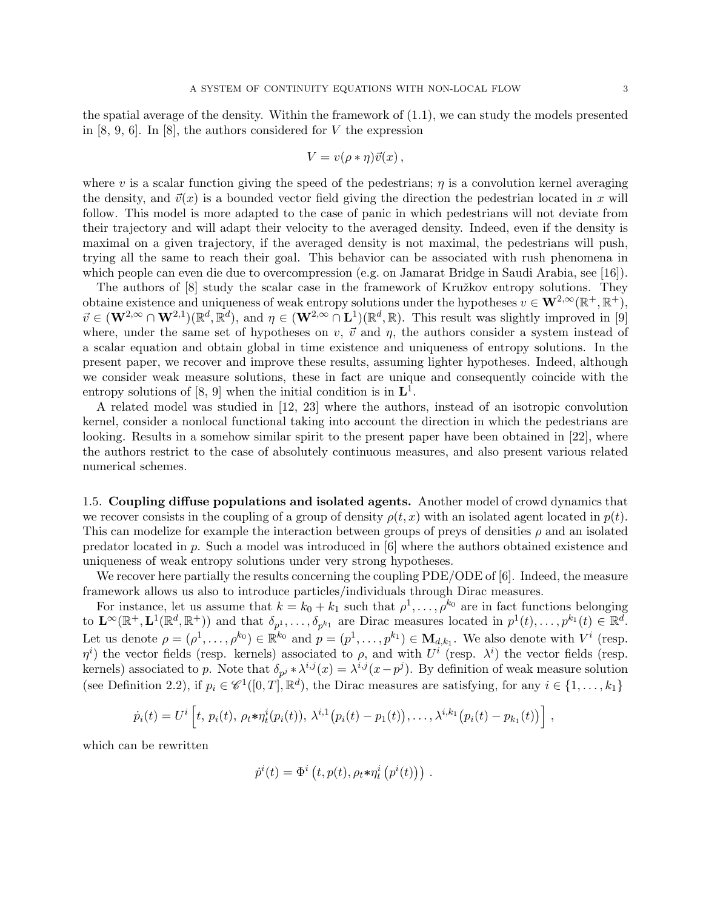the spatial average of the density. Within the framework of (1.1), we can study the models presented in [8, 9, 6]. In [8], the authors considered for $V$ the expression

$$V = v(\rho * \eta)\vec{v}(x)\,,$$

where $v$ is a scalar function giving the speed of the pedestrians; $\eta$ is a convolution kernel averaging the density, and $\vec{v}(x)$ is a bounded vector field giving the direction the pedestrian located in $x$ will follow. This model is more adapted to the case of panic in which pedestrians will not deviate from their trajectory and will adapt their velocity to the averaged density. Indeed, even if the density is maximal on a given trajectory, if the averaged density is not maximal, the pedestrians will push, trying all the same to reach their goal. This behavior can be associated with rush phenomena in which people can even die due to overcompression (e.g. on Jamarat Bridge in Saudi Arabia, see [16]).

The authors of [8] study the scalar case in the framework of Kružkov entropy solutions. They obtaine existence and uniqueness of weak entropy solutions under the hypotheses $v \in \mathbf{W}^{2,\infty}(\mathbb{R}^+, \mathbb{R}^+)$, $\vec{v} \in (\mathbf{W}^{2,\infty} \cap \mathbf{W}^{2,1})(\mathbb{R}^d, \mathbb{R}^d)$, and $\eta \in (\mathbf{W}^{2,\infty} \cap \mathbf{L}^1)(\mathbb{R}^d, \mathbb{R})$. This result was slightly improved in [9] where, under the same set of hypotheses on $v$, $\vec{v}$ and $\eta$, the authors consider a system instead of a scalar equation and obtain global in time existence and uniqueness of entropy solutions. In the present paper, we recover and improve these results, assuming lighter hypotheses. Indeed, although we consider weak measure solutions, these in fact are unique and consequently coincide with the entropy solutions of [8, 9] when the initial condition is in $\mathbf{L}^1$.

A related model was studied in [12, 23] where the authors, instead of an isotropic convolution kernel, consider a nonlocal functional taking into account the direction in which the pedestrians are looking. Results in a somehow similar spirit to the present paper have been obtained in [22], where the authors restrict to the case of absolutely continuous measures, and also present various related numerical schemes.

### 1.5. Coupling diffuse populations and isolated agents.

Another model of crowd dynamics that we recover consists in the coupling of a group of density $\rho(t, x)$ with an isolated agent located in $p(t)$. This can modelize for example the interaction between groups of preys of densities $\rho$ and an isolated predator located in $p$. Such a model was introduced in [6] where the authors obtained existence and uniqueness of weak entropy solutions under very strong hypotheses.

We recover here partially the results concerning the coupling PDE/ODE of [6]. Indeed, the measure framework allows us also to introduce particles/individuals through Dirac measures.

For instance, let us assume that $k = k_0 + k_1$ such that $\rho^1, \ldots, \rho^{k_0}$ are in fact functions belonging to $\mathbf{L}^\infty(\mathbb{R}^+, \mathbf{L}^1(\mathbb{R}^d, \mathbb{R}^+))$ and that $\delta_{p^1}, \ldots, \delta_{p^{k_1}}$ are Dirac measures located in $p^1(t), \ldots, p^{k_1}(t) \in \mathbb{R}^d$. Let us denote $\rho = (\rho^1, \ldots, \rho^{k_0}) \in \mathbb{R}^{k_0}$ and $p = (p^1, \ldots, p^{k_1}) \in \mathbf{M}_{d,k_1}$. We also denote with $V^i$ (resp. $\eta^i$) the vector fields (resp. kernels) associated to $\rho$, and with $U^i$ (resp. $\lambda^i$) the vector fields (resp. kernels) associated to $p$. Note that $\delta_{p^j} * \lambda^{i,j}(x) = \lambda^{i,j}(x - p^j)$. By definition of weak measure solution (see Definition 2.2), if $p_i \in \mathscr{C}^1([0,T], \mathbb{R}^d)$, the Dirac measures are satisfying, for any $i \in \{1, \ldots, k_1\}$

$$\dot{p}_i(t) = U^i \left[t,\, p_i(t),\, \rho_t * \eta^i_t(p_i(t)),\, \lambda^{i,1}\big(p_i(t) - p_1(t)\big), \ldots, \lambda^{i,k_1}\big(p_i(t) - p_{k_1}(t)\big)\right]\,,$$

which can be rewritten

$$\dot{p^i}(t) = \Phi^i\left(t, p(t), \rho_t * \eta^i_t\left(p^i(t)\right)\right)\,.$$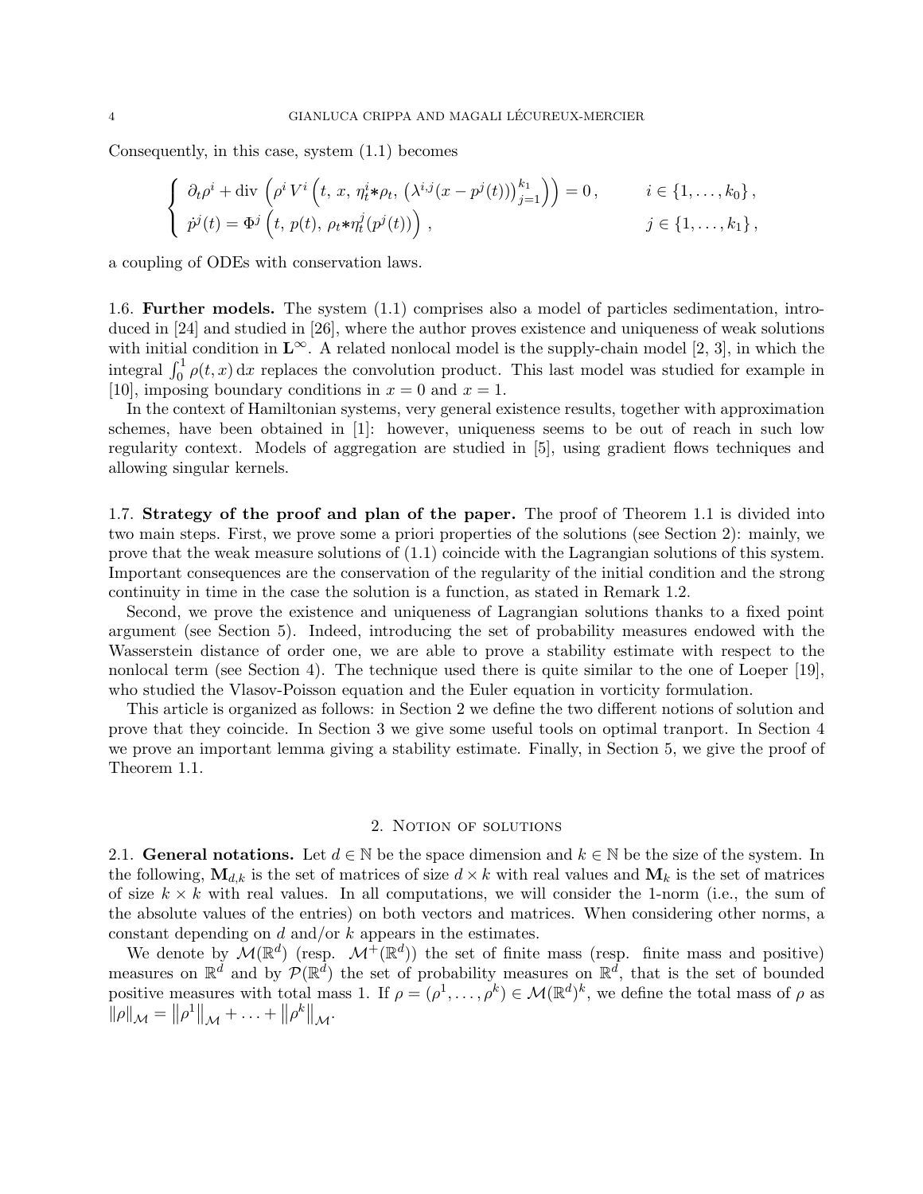Consequently, in this case, system (1.1) becomes

$$
\begin{cases}
\partial_t \rho^i + \mathrm{div}\left(\rho^i\, V^i\left(t,\, x,\, \eta_t^i{*}\rho_t,\, \left(\lambda^{i,j}(x - p^j(t))\right)_{j=1}^{k_1}\right)\right) = 0\,, & i \in \{1, \ldots, k_0\}\,,\\
\dot{p}^j(t) = \Phi^j\left(t,\, p(t),\, \rho_t{*}\eta_t^j(p^j(t))\right)\,, & j \in \{1, \ldots, k_1\}\,,
\end{cases}
$$

a coupling of ODEs with conservation laws.

### 1.6. Further models.

The system (1.1) comprises also a model of particles sedimentation, introduced in [24] and studied in [26], where the author proves existence and uniqueness of weak solutions with initial condition in $\mathbf{L}^\infty$. A related nonlocal model is the supply-chain model [2, 3], in which the integral $\int_0^1 \rho(t,x)\,\mathrm{d}x$ replaces the convolution product. This last model was studied for example in [10], imposing boundary conditions in $x = 0$ and $x = 1$.

In the context of Hamiltonian systems, very general existence results, together with approximation schemes, have been obtained in [1]: however, uniqueness seems to be out of reach in such low regularity context. Models of aggregation are studied in [5], using gradient flows techniques and allowing singular kernels.

### 1.7. Strategy of the proof and plan of the paper.

The proof of Theorem 1.1 is divided into two main steps. First, we prove some a priori properties of the solutions (see Section 2): mainly, we prove that the weak measure solutions of (1.1) coincide with the Lagrangian solutions of this system. Important consequences are the conservation of the regularity of the initial condition and the strong continuity in time in the case the solution is a function, as stated in Remark 1.2.

Second, we prove the existence and uniqueness of Lagrangian solutions thanks to a fixed point argument (see Section 5). Indeed, introducing the set of probability measures endowed with the Wasserstein distance of order one, we are able to prove a stability estimate with respect to the nonlocal term (see Section 4). The technique used there is quite similar to the one of Loeper [19], who studied the Vlasov-Poisson equation and the Euler equation in vorticity formulation.

This article is organized as follows: in Section 2 we define the two different notions of solution and prove that they coincide. In Section 3 we give some useful tools on optimal tranport. In Section 4 we prove an important lemma giving a stability estimate. Finally, in Section 5, we give the proof of Theorem 1.1.

## 2. Notion of solutions

### 2.1. General notations.

Let $d \in \mathbb{N}$ be the space dimension and $k \in \mathbb{N}$ be the size of the system. In the following, $\mathbf{M}_{d,k}$ is the set of matrices of size $d \times k$ with real values and $\mathbf{M}_k$ is the set of matrices of size $k \times k$ with real values. In all computations, we will consider the 1-norm (i.e., the sum of the absolute values of the entries) on both vectors and matrices. When considering other norms, a constant depending on $d$ and/or $k$ appears in the estimates.

We denote by $\mathcal{M}(\mathbb{R}^d)$ (resp. $\mathcal{M}^+(\mathbb{R}^d)$) the set of finite mass (resp. finite mass and positive) measures on $\mathbb{R}^d$ and by $\mathcal{P}(\mathbb{R}^d)$ the set of probability measures on $\mathbb{R}^d$, that is the set of bounded positive measures with total mass 1. If $\rho = (\rho^1, \ldots, \rho^k) \in \mathcal{M}(\mathbb{R}^d)^k$, we define the total mass of $\rho$ as $\|\rho\|_{\mathcal{M}} = \|\rho^1\|_{\mathcal{M}} + \ldots + \|\rho^k\|_{\mathcal{M}}$.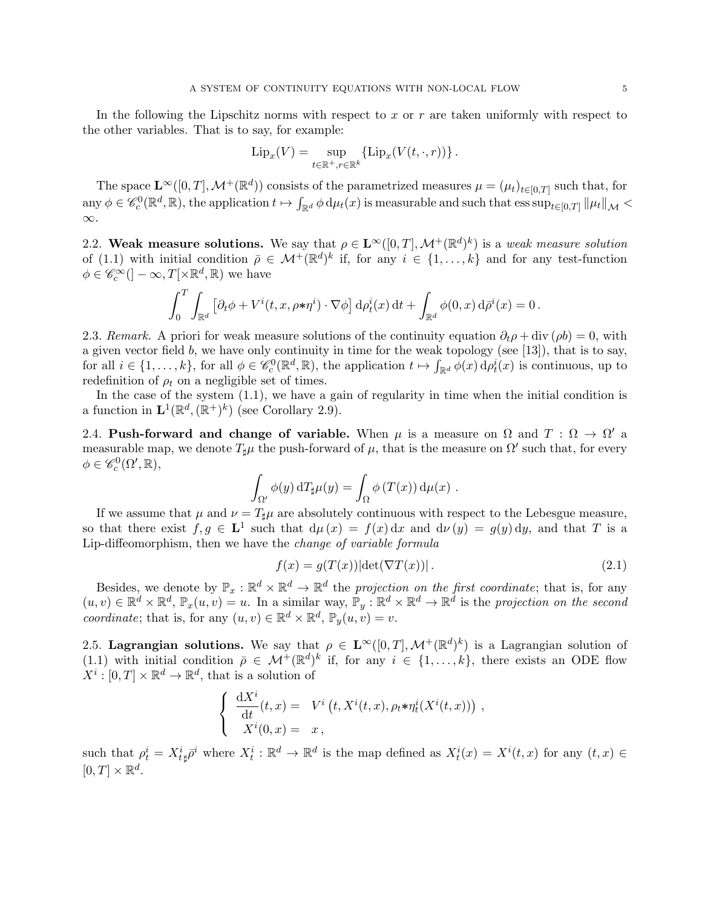In the following the Lipschitz norms with respect to $x$ or $r$ are taken uniformly with respect to the other variables. That is to say, for example:

$$\mathrm{Lip}_x(V) = \sup_{t\in\mathbb{R}^+, r\in\mathbb{R}^k} \left\{ \mathrm{Lip}_x(V(t,\cdot,r)) \right\}.$$

The space $\mathbf{L}^\infty([0,T],\mathcal{M}^+(\mathbb{R}^d))$ consists of the parametrized measures $\mu = (\mu_t)_{t\in[0,T]}$ such that, for any $\phi \in \mathscr{C}^0_c(\mathbb{R}^d,\mathbb{R})$, the application $t \mapsto \int_{\mathbb{R}^d} \phi \, \mathrm{d}\mu_t(x)$ is measurable and such that $\operatorname{ess\,sup}_{t\in[0,T]} \|\mu_t\|_{\mathcal{M}} < \infty$.

2.2. **Weak measure solutions.** We say that $\rho \in \mathbf{L}^\infty([0,T],\mathcal{M}^+(\mathbb{R}^d)^k)$ is a *weak measure solution* of (1.1) with initial condition $\bar{\rho} \in \mathcal{M}^+(\mathbb{R}^d)^k$ if, for any $i \in \{1,\ldots,k\}$ and for any test-function $\phi \in \mathscr{C}^\infty_c(]-\infty,T[\times\mathbb{R}^d,\mathbb{R})$ we have

$$\int_0^T \int_{\mathbb{R}^d} \left[\partial_t \phi + V^i(t,x,\rho*\eta^i)\cdot\nabla\phi\right] \mathrm{d}\rho^i_t(x)\,\mathrm{d}t + \int_{\mathbb{R}^d} \phi(0,x)\,\mathrm{d}\bar{\rho}^i(x) = 0\,.$$

2.3. *Remark.* A priori for weak measure solutions of the continuity equation $\partial_t \rho + \operatorname{div}(\rho b) = 0$, with a given vector field $b$, we have only continuity in time for the weak topology (see [13]), that is to say, for all $i \in \{1,\ldots,k\}$, for all $\phi \in \mathscr{C}^0_c(\mathbb{R}^d,\mathbb{R})$, the application $t \mapsto \int_{\mathbb{R}^d} \phi(x)\,\mathrm{d}\rho^i_t(x)$ is continuous, up to redefinition of $\rho_t$ on a negligible set of times.

In the case of the system (1.1), we have a gain of regularity in time when the initial condition is a function in $\mathbf{L}^1(\mathbb{R}^d,(\mathbb{R}^+)^k)$ (see Corollary 2.9).

2.4. **Push-forward and change of variable.** When $\mu$ is a measure on $\Omega$ and $T : \Omega \to \Omega'$ a measurable map, we denote $T_\sharp\mu$ the push-forward of $\mu$, that is the measure on $\Omega'$ such that, for every $\phi \in \mathscr{C}^0_c(\Omega',\mathbb{R})$,

$$\int_{\Omega'} \phi(y)\,\mathrm{d}T_\sharp\mu(y) = \int_\Omega \phi\left(T(x)\right)\mathrm{d}\mu(x)\ .$$

If we assume that $\mu$ and $\nu = T_\sharp\mu$ are absolutely continuous with respect to the Lebesgue measure, so that there exist $f, g \in \mathbf{L}^1$ such that $\mathrm{d}\mu(x) = f(x)\,\mathrm{d}x$ and $\mathrm{d}\nu(y) = g(y)\,\mathrm{d}y$, and that $T$ is a Lip-diffeomorphism, then we have the *change of variable formula*

$$f(x) = g(T(x))|\det(\nabla T(x))|\,. \tag{2.1}$$

Besides, we denote by $\mathbb{P}_x : \mathbb{R}^d\times\mathbb{R}^d \to \mathbb{R}^d$ the *projection on the first coordinate*; that is, for any $(u,v) \in \mathbb{R}^d\times\mathbb{R}^d$, $\mathbb{P}_x(u,v) = u$. In a similar way, $\mathbb{P}_y : \mathbb{R}^d\times\mathbb{R}^d \to \mathbb{R}^d$ is the *projection on the second coordinate*; that is, for any $(u,v) \in \mathbb{R}^d\times\mathbb{R}^d$, $\mathbb{P}_y(u,v) = v$.

2.5. **Lagrangian solutions.** We say that $\rho \in \mathbf{L}^\infty([0,T],\mathcal{M}^+(\mathbb{R}^d)^k)$ is a Lagrangian solution of (1.1) with initial condition $\bar{\rho} \in \mathcal{M}^+(\mathbb{R}^d)^k$ if, for any $i \in \{1,\ldots,k\}$, there exists an ODE flow $X^i : [0,T]\times\mathbb{R}^d \to \mathbb{R}^d$, that is a solution of

$$\left\{\begin{array}{rl} \dfrac{\mathrm{d}X^i}{\mathrm{d}t}(t,x) = & V^i\left(t, X^i(t,x), \rho_t*\eta^i_t(X^i(t,x))\right)\,, \\ X^i(0,x) = & x\,, \end{array}\right.$$

such that $\rho^i_t = X^i_{t\sharp}\bar{\rho}^i$ where $X^i_t : \mathbb{R}^d \to \mathbb{R}^d$ is the map defined as $X^i_t(x) = X^i(t,x)$ for any $(t,x) \in [0,T]\times\mathbb{R}^d$.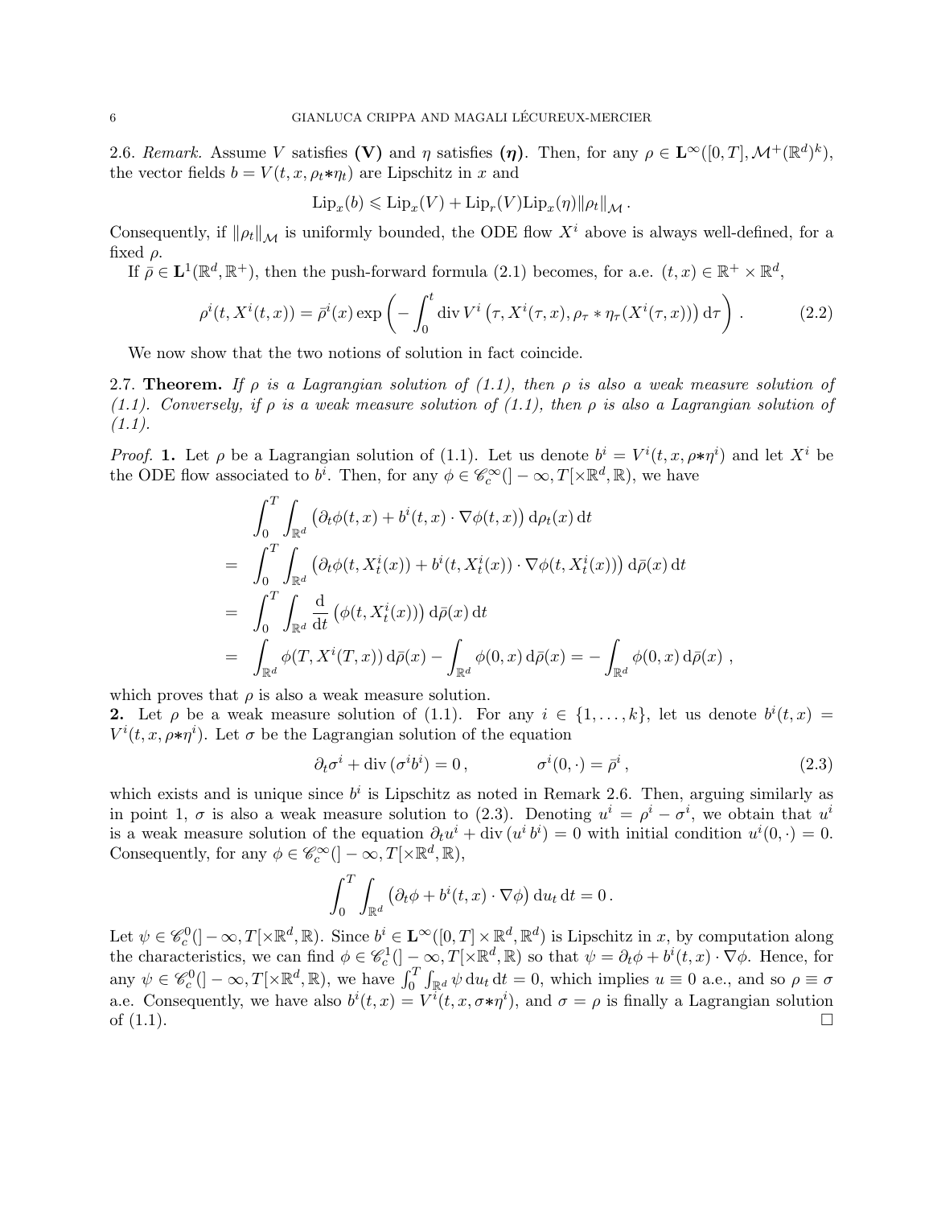2.6. *Remark.* Assume $V$ satisfies **(V)** and $\eta$ satisfies **($\boldsymbol{\eta}$)**. Then, for any $\rho \in \mathbf{L}^\infty([0,T], \mathcal{M}^+(\mathbb{R}^d)^k)$, the vector fields $b = V(t,x,\rho_t * \eta_t)$ are Lipschitz in $x$ and

$$\mathrm{Lip}_x(b) \leqslant \mathrm{Lip}_x(V) + \mathrm{Lip}_r(V)\mathrm{Lip}_x(\eta)\|\rho_t\|_{\mathcal{M}}\,.$$

Consequently, if $\|\rho_t\|_{\mathcal{M}}$ is uniformly bounded, the ODE flow $X^i$ above is always well-defined, for a fixed $\rho$.

If $\bar\rho \in \mathbf{L}^1(\mathbb{R}^d, \mathbb{R}^+)$, then the push-forward formula (2.1) becomes, for a.e. $(t,x) \in \mathbb{R}^+ \times \mathbb{R}^d$,

$$\rho^i(t, X^i(t,x)) = \bar\rho^i(x) \exp\left( - \int_0^t \operatorname{div} V^i\left(\tau, X^i(\tau,x), \rho_\tau * \eta_\tau(X^i(\tau,x))\right) \mathrm{d}\tau \right)\,. \tag{2.2}$$

We now show that the two notions of solution in fact coincide.

2.7. **Theorem.** *If $\rho$ is a Lagrangian solution of (1.1), then $\rho$ is also a weak measure solution of (1.1). Conversely, if $\rho$ is a weak measure solution of (1.1), then $\rho$ is also a Lagrangian solution of (1.1).*

*Proof.* **1.** Let $\rho$ be a Lagrangian solution of (1.1). Let us denote $b^i = V^i(t,x,\rho * \eta^i)$ and let $X^i$ be the ODE flow associated to $b^i$. Then, for any $\phi \in \mathscr{C}_c^\infty(]-\infty, T[\times \mathbb{R}^d, \mathbb{R})$, we have

$$\begin{aligned}
& \int_0^T \int_{\mathbb{R}^d} \left(\partial_t \phi(t,x) + b^i(t,x)\cdot\nabla\phi(t,x)\right) \mathrm{d}\rho_t(x)\,\mathrm{d}t \\
= \;& \int_0^T \int_{\mathbb{R}^d} \left(\partial_t \phi(t,X_t^i(x)) + b^i(t,X_t^i(x))\cdot\nabla\phi(t,X_t^i(x))\right) \mathrm{d}\bar\rho(x)\,\mathrm{d}t \\
= \;& \int_0^T \int_{\mathbb{R}^d} \frac{\mathrm{d}}{\mathrm{d}t}\left(\phi(t,X_t^i(x))\right) \mathrm{d}\bar\rho(x)\,\mathrm{d}t \\
= \;& \int_{\mathbb{R}^d} \phi(T, X^i(T,x))\,\mathrm{d}\bar\rho(x) - \int_{\mathbb{R}^d} \phi(0,x)\,\mathrm{d}\bar\rho(x) = -\int_{\mathbb{R}^d} \phi(0,x)\,\mathrm{d}\bar\rho(x)\ ,
\end{aligned}$$

which proves that $\rho$ is also a weak measure solution.

**2.** Let $\rho$ be a weak measure solution of (1.1). For any $i \in \{1,\ldots,k\}$, let us denote $b^i(t,x) = V^i(t,x,\rho*\eta^i)$. Let $\sigma$ be the Lagrangian solution of the equation

$$\partial_t \sigma^i + \operatorname{div}(\sigma^i b^i) = 0\,, \qquad\qquad \sigma^i(0,\cdot) = \bar\rho^i\,, \tag{2.3}$$

which exists and is unique since $b^i$ is Lipschitz as noted in Remark 2.6. Then, arguing similarly as in point 1, $\sigma$ is also a weak measure solution to (2.3). Denoting $u^i = \rho^i - \sigma^i$, we obtain that $u^i$ is a weak measure solution of the equation $\partial_t u^i + \operatorname{div}(u^i\, b^i) = 0$ with initial condition $u^i(0,\cdot) = 0$. Consequently, for any $\phi \in \mathscr{C}_c^\infty(]-\infty, T[\times\mathbb{R}^d, \mathbb{R})$,

$$\int_0^T \int_{\mathbb{R}^d} \left(\partial_t \phi + b^i(t,x)\cdot\nabla\phi\right) \mathrm{d}u_t\,\mathrm{d}t = 0\,.$$

Let $\psi \in \mathscr{C}_c^0(]-\infty,T[\times\mathbb{R}^d,\mathbb{R})$. Since $b^i \in \mathbf{L}^\infty([0,T]\times\mathbb{R}^d, \mathbb{R}^d)$ is Lipschitz in $x$, by computation along the characteristics, we can find $\phi \in \mathscr{C}_c^1(]-\infty,T[\times\mathbb{R}^d,\mathbb{R})$ so that $\psi = \partial_t\phi + b^i(t,x)\cdot\nabla\phi$. Hence, for any $\psi \in \mathscr{C}_c^0(]-\infty,T[\times\mathbb{R}^d,\mathbb{R})$, we have $\int_0^T\int_{\mathbb{R}^d} \psi\,\mathrm{d}u_t\,\mathrm{d}t = 0$, which implies $u \equiv 0$ a.e., and so $\rho \equiv \sigma$ a.e. Consequently, we have also $b^i(t,x) = V^i(t,x,\sigma*\eta^i)$, and $\sigma = \rho$ is finally a Lagrangian solution of (1.1). $\square$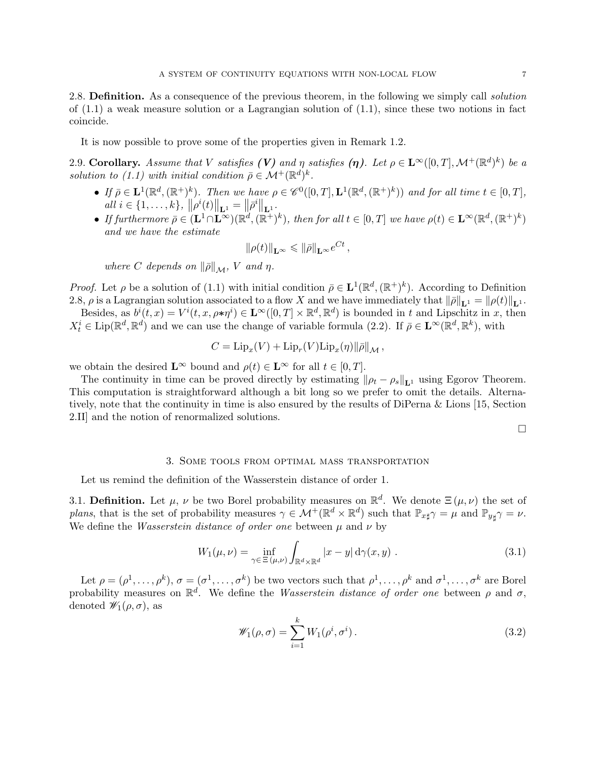**2.8. Definition.** As a consequence of the previous theorem, in the following we simply call *solution* of (1.1) a weak measure solution or a Lagrangian solution of (1.1), since these two notions in fact coincide.

It is now possible to prove some of the properties given in Remark 1.2.

**2.9. Corollary.** *Assume that $V$ satisfies **(V)** and $\eta$ satisfies **($\eta$)**. Let $\rho \in \mathbf{L}^\infty([0,T], \mathcal{M}^+(\mathbb{R}^d)^k)$ be a solution to (1.1) with initial condition $\bar\rho \in \mathcal{M}^+(\mathbb{R}^d)^k$.*

- *If $\bar\rho \in \mathbf{L}^1(\mathbb{R}^d, (\mathbb{R}^+)^k)$. Then we have $\rho \in \mathscr{C}^0([0,T], \mathbf{L}^1(\mathbb{R}^d, (\mathbb{R}^+)^k))$ and for all time $t \in [0,T]$, all $i \in \{1, \ldots, k\}$, $\left\|\rho^i(t)\right\|_{\mathbf{L}^1} = \left\|\bar\rho^i\right\|_{\mathbf{L}^1}$.*
- *If furthermore $\bar\rho \in (\mathbf{L}^1 \cap \mathbf{L}^\infty)(\mathbb{R}^d, (\mathbb{R}^+)^k)$, then for all $t \in [0,T]$ we have $\rho(t) \in \mathbf{L}^\infty(\mathbb{R}^d, (\mathbb{R}^+)^k)$ and we have the estimate*

$$\|\rho(t)\|_{\mathbf{L}^\infty} \leqslant \|\bar\rho\|_{\mathbf{L}^\infty} e^{Ct},$$

*where $C$ depends on $\|\bar\rho\|_{\mathcal{M}}$, $V$ and $\eta$.*

*Proof.* Let $\rho$ be a solution of (1.1) with initial condition $\bar\rho \in \mathbf{L}^1(\mathbb{R}^d, (\mathbb{R}^+)^k)$. According to Definition 2.8, $\rho$ is a Lagrangian solution associated to a flow $X$ and we have immediately that $\|\bar\rho\|_{\mathbf{L}^1} = \|\rho(t)\|_{\mathbf{L}^1}$.

Besides, as $b^i(t,x) = V^i(t,x,\rho * \eta^i) \in \mathbf{L}^\infty([0,T] \times \mathbb{R}^d, \mathbb{R}^d)$ is bounded in $t$ and Lipschitz in $x$, then $X_t^i \in \mathrm{Lip}(\mathbb{R}^d, \mathbb{R}^d)$ and we can use the change of variable formula (2.2). If $\bar\rho \in \mathbf{L}^\infty(\mathbb{R}^d, \mathbb{R}^k)$, with

$$C = \mathrm{Lip}_x(V) + \mathrm{Lip}_r(V)\mathrm{Lip}_x(\eta)\|\bar\rho\|_{\mathcal{M}},$$

we obtain the desired $\mathbf{L}^\infty$ bound and $\rho(t) \in \mathbf{L}^\infty$ for all $t \in [0,T]$.

The continuity in time can be proved directly by estimating $\|\rho_t - \rho_s\|_{\mathbf{L}^1}$ using Egorov Theorem. This computation is straightforward although a bit long so we prefer to omit the details. Alternatively, note that the continuity in time is also ensured by the results of DiPerna & Lions [15, Section 2.II] and the notion of renormalized solutions.

□

## 3. Some tools from optimal mass transportation

Let us remind the definition of the Wasserstein distance of order 1.

**3.1. Definition.** Let $\mu$, $\nu$ be two Borel probability measures on $\mathbb{R}^d$. We denote $\Xi(\mu,\nu)$ the set of *plans*, that is the set of probability measures $\gamma \in \mathcal{M}^+(\mathbb{R}^d \times \mathbb{R}^d)$ such that $\mathbb{P}_{x\sharp}\gamma = \mu$ and $\mathbb{P}_{y\sharp}\gamma = \nu$. We define the *Wasserstein distance of order one* between $\mu$ and $\nu$ by

$$W_1(\mu,\nu) = \inf_{\gamma \in \Xi(\mu,\nu)} \int_{\mathbb{R}^d \times \mathbb{R}^d} |x-y| \, \mathrm{d}\gamma(x,y) \,. \tag{3.1}$$

Let $\rho = (\rho^1, \ldots, \rho^k)$, $\sigma = (\sigma^1, \ldots, \sigma^k)$ be two vectors such that $\rho^1, \ldots, \rho^k$ and $\sigma^1, \ldots, \sigma^k$ are Borel probability measures on $\mathbb{R}^d$. We define the *Wasserstein distance of order one* between $\rho$ and $\sigma$, denoted $\mathscr{W}_1(\rho,\sigma)$, as

$$\mathscr{W}_1(\rho,\sigma) = \sum_{i=1}^k W_1(\rho^i, \sigma^i)\,. \tag{3.2}$$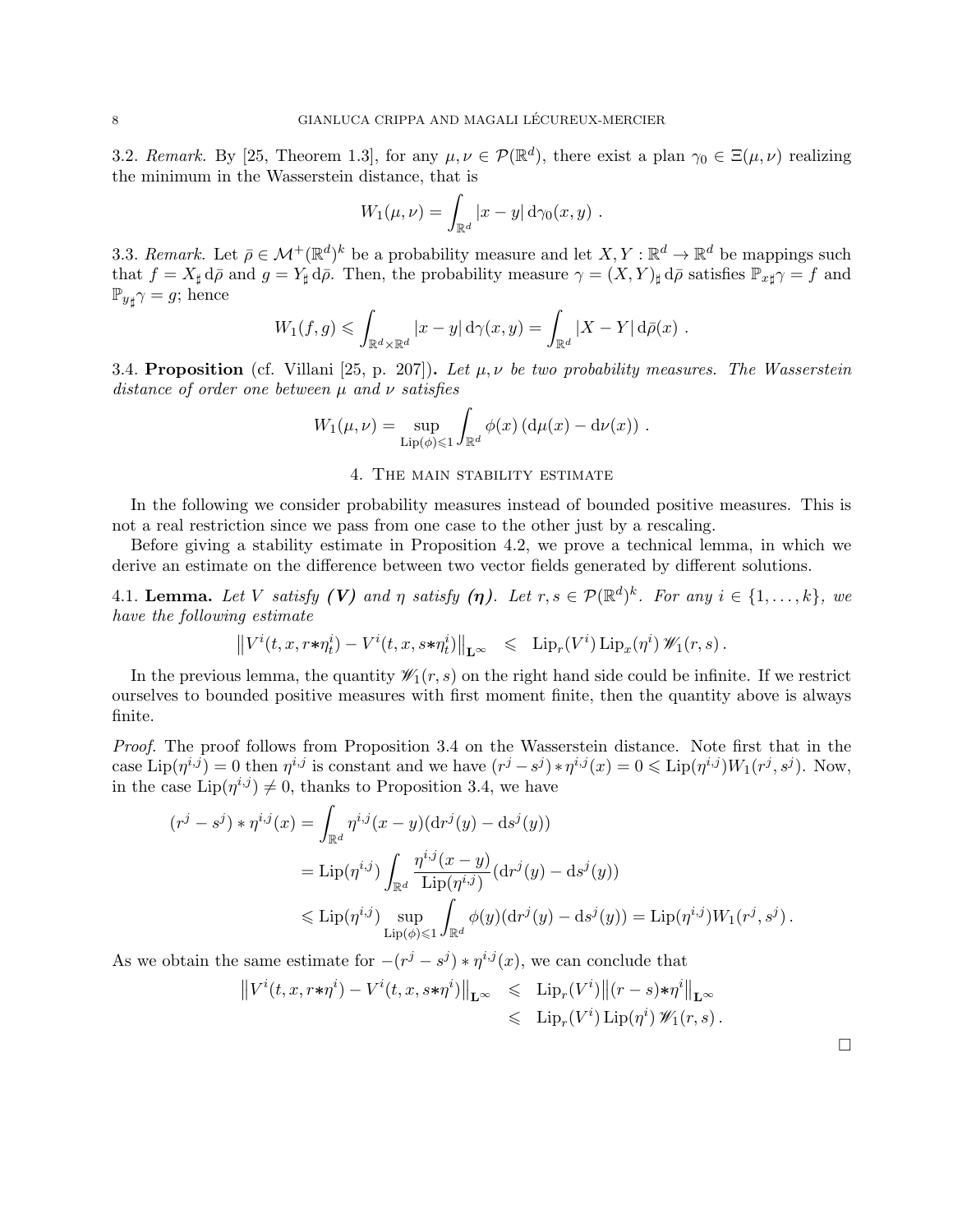3.2. *Remark.* By [25, Theorem 1.3], for any $\mu, \nu \in \mathcal{P}(\mathbb{R}^d)$, there exist a plan $\gamma_0 \in \Xi(\mu,\nu)$ realizing the minimum in the Wasserstein distance, that is

$$W_1(\mu,\nu) = \int_{\mathbb{R}^d} |x-y| \, \mathrm{d}\gamma_0(x,y) \ .$$

3.3. *Remark.* Let $\bar\rho \in \mathcal{M}^+(\mathbb{R}^d)^k$ be a probability measure and let $X, Y : \mathbb{R}^d \to \mathbb{R}^d$ be mappings such that $f = X_\sharp \, \mathrm{d}\bar\rho$ and $g = Y_\sharp \, \mathrm{d}\bar\rho$. Then, the probability measure $\gamma = (X,Y)_\sharp \, \mathrm{d}\bar\rho$ satisfies $\mathbb{P}_{x\sharp}\gamma = f$ and $\mathbb{P}_{y\sharp}\gamma = g$; hence

$$W_1(f,g) \leqslant \int_{\mathbb{R}^d\times\mathbb{R}^d} |x-y| \, \mathrm{d}\gamma(x,y) = \int_{\mathbb{R}^d} |X-Y| \, \mathrm{d}\bar\rho(x) \ .$$

3.4. **Proposition** (cf. Villani [25, p. 207])**.** *Let $\mu, \nu$ be two probability measures. The Wasserstein distance of order one between $\mu$ and $\nu$ satisfies*

$$W_1(\mu,\nu) = \sup_{\mathrm{Lip}(\phi)\leqslant 1} \int_{\mathbb{R}^d} \phi(x) \left(\mathrm{d}\mu(x) - \mathrm{d}\nu(x)\right) \ .$$

## 4. The main stability estimate

In the following we consider probability measures instead of bounded positive measures. This is not a real restriction since we pass from one case to the other just by a rescaling.

Before giving a stability estimate in Proposition 4.2, we prove a technical lemma, in which we derive an estimate on the difference between two vector fields generated by different solutions.

4.1. **Lemma.** *Let $V$ satisfy **(V)** and $\eta$ satisfy **($\boldsymbol{\eta}$)**. Let $r, s \in \mathcal{P}(\mathbb{R}^d)^k$. For any $i \in \{1,\ldots,k\}$, we have the following estimate*

$$\left\| V^i(t,x,r{*}\eta^i_t) - V^i(t,x,s{*}\eta^i_t) \right\|_{\mathbf{L}^\infty} \ \leqslant \ \mathrm{Lip}_r(V^i) \, \mathrm{Lip}_x(\eta^i) \, \mathscr{W}_1(r,s) \, .$$

In the previous lemma, the quantity $\mathscr{W}_1(r,s)$ on the right hand side could be infinite. If we restrict ourselves to bounded positive measures with first moment finite, then the quantity above is always finite.

*Proof.* The proof follows from Proposition 3.4 on the Wasserstein distance. Note first that in the case $\mathrm{Lip}(\eta^{i,j}) = 0$ then $\eta^{i,j}$ is constant and we have $(r^j - s^j) * \eta^{i,j}(x) = 0 \leqslant \mathrm{Lip}(\eta^{i,j}) W_1(r^j, s^j)$. Now, in the case $\mathrm{Lip}(\eta^{i,j}) \neq 0$, thanks to Proposition 3.4, we have

$$\begin{aligned}
(r^j - s^j) * \eta^{i,j}(x) &= \int_{\mathbb{R}^d} \eta^{i,j}(x-y) (\mathrm{d}r^j(y) - \mathrm{d}s^j(y)) \\
&= \mathrm{Lip}(\eta^{i,j}) \int_{\mathbb{R}^d} \frac{\eta^{i,j}(x-y)}{\mathrm{Lip}(\eta^{i,j})} (\mathrm{d}r^j(y) - \mathrm{d}s^j(y)) \\
&\leqslant \mathrm{Lip}(\eta^{i,j}) \sup_{\mathrm{Lip}(\phi)\leqslant 1} \int_{\mathbb{R}^d} \phi(y) (\mathrm{d}r^j(y) - \mathrm{d}s^j(y)) = \mathrm{Lip}(\eta^{i,j}) W_1(r^j, s^j) \, .
\end{aligned}$$

As we obtain the same estimate for $-(r^j - s^j) * \eta^{i,j}(x)$, we can conclude that

$$\begin{aligned}
\left\| V^i(t,x,r{*}\eta^i) - V^i(t,x,s{*}\eta^i) \right\|_{\mathbf{L}^\infty} \ &\leqslant \ \mathrm{Lip}_r(V^i) \left\| (r-s){*}\eta^i \right\|_{\mathbf{L}^\infty} \\
&\leqslant \ \mathrm{Lip}_r(V^i) \, \mathrm{Lip}(\eta^i) \, \mathscr{W}_1(r,s) \, .
\end{aligned}$$

$\square$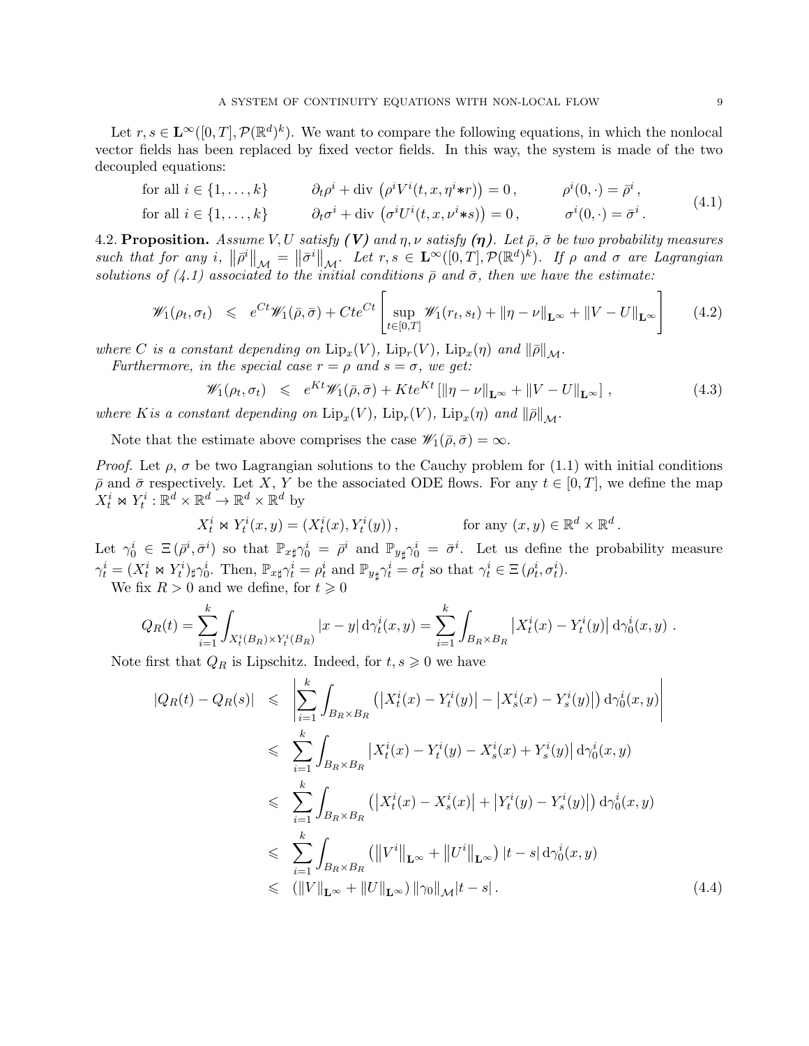Let $r, s \in \mathbf{L}^\infty([0,T], \mathcal{P}(\mathbb{R}^d)^k)$. We want to compare the following equations, in which the nonlocal vector fields has been replaced by fixed vector fields. In this way, the system is made of the two decoupled equations:

$$
\begin{array}{llll}
\text{for all } i \in \{1, \ldots, k\} & \partial_t \rho^i + \operatorname{div}\left(\rho^i V^i(t, x, \eta^i * r)\right) = 0\,, & \rho^i(0, \cdot) = \bar{\rho}^i\,, \\
\text{for all } i \in \{1, \ldots, k\} & \partial_t \sigma^i + \operatorname{div}\left(\sigma^i U^i(t, x, \nu^i * s)\right) = 0\,, & \sigma^i(0, \cdot) = \bar{\sigma}^i\,.
\end{array}
\tag{4.1}
$$

4.2. **Proposition.** *Assume $V, U$ satisfy **(V)** and $\eta, \nu$ satisfy **($\eta$)**. Let $\bar{\rho}$, $\bar{\sigma}$ be two probability measures such that for any $i$, $\left\|\bar{\rho}^i\right\|_{\mathcal{M}} = \left\|\bar{\sigma}^i\right\|_{\mathcal{M}}$. Let $r, s \in \mathbf{L}^\infty([0,T], \mathcal{P}(\mathbb{R}^d)^k)$. If $\rho$ and $\sigma$ are Lagrangian solutions of (4.1) associated to the initial conditions $\bar{\rho}$ and $\bar{\sigma}$, then we have the estimate:*

$$
\mathscr{W}_1(\rho_t, \sigma_t) \leqslant e^{Ct} \mathscr{W}_1(\bar{\rho}, \bar{\sigma}) + Cte^{Ct}\left[\sup_{t \in [0,T]} \mathscr{W}_1(r_t, s_t) + \|\eta - \nu\|_{\mathbf{L}^\infty} + \|V - U\|_{\mathbf{L}^\infty}\right] \tag{4.2}
$$

*where $C$ is a constant depending on $\operatorname{Lip}_x(V)$, $\operatorname{Lip}_r(V)$, $\operatorname{Lip}_x(\eta)$ and $\|\bar{\rho}\|_{\mathcal{M}}$.*

*Furthermore, in the special case $r = \rho$ and $s = \sigma$, we get:*

$$
\mathscr{W}_1(\rho_t, \sigma_t) \leqslant e^{Kt} \mathscr{W}_1(\bar{\rho}, \bar{\sigma}) + Kte^{Kt}\left[\|\eta - \nu\|_{\mathbf{L}^\infty} + \|V - U\|_{\mathbf{L}^\infty}\right], \tag{4.3}
$$

*where $K$is a constant depending on $\operatorname{Lip}_x(V)$, $\operatorname{Lip}_r(V)$, $\operatorname{Lip}_x(\eta)$ and $\|\bar{\rho}\|_{\mathcal{M}}$.*

Note that the estimate above comprises the case $\mathscr{W}_1(\bar{\rho}, \bar{\sigma}) = \infty$.

*Proof.* Let $\rho$, $\sigma$ be two Lagrangian solutions to the Cauchy problem for (1.1) with initial conditions $\bar{\rho}$ and $\bar{\sigma}$ respectively. Let $X$, $Y$ be the associated ODE flows. For any $t \in [0,T]$, we define the map $X_t^i \bowtie Y_t^i : \mathbb{R}^d \times \mathbb{R}^d \to \mathbb{R}^d \times \mathbb{R}^d$ by

$$
X_t^i \bowtie Y_t^i(x, y) = (X_t^i(x), Y_t^i(y))\,, \qquad \text{for any } (x, y) \in \mathbb{R}^d \times \mathbb{R}^d\,.
$$

Let $\gamma_0^i \in \Xi(\bar{\rho}^i, \bar{\sigma}^i)$ so that $\mathbb{P}_{x\sharp}\gamma_0^i = \bar{\rho}^i$ and $\mathbb{P}_{y\sharp}\gamma_0^i = \bar{\sigma}^i$. Let us define the probability measure $\gamma_t^i = (X_t^i \bowtie Y_t^i)_\sharp \gamma_0^i$. Then, $\mathbb{P}_{x\sharp}\gamma_t^i = \rho_t^i$ and $\mathbb{P}_{y\sharp}\gamma_t^i = \sigma_t^i$ so that $\gamma_t^i \in \Xi(\rho_t^i, \sigma_t^i)$.

We fix $R > 0$ and we define, for $t \geqslant 0$

$$
Q_R(t) = \sum_{i=1}^k \int_{X_t^i(B_R) \times Y_t^i(B_R)} |x - y| \, \mathrm{d}\gamma_t^i(x, y) = \sum_{i=1}^k \int_{B_R \times B_R} \left|X_t^i(x) - Y_t^i(y)\right| \mathrm{d}\gamma_0^i(x, y)\,.
$$

Note first that $Q_R$ is Lipschitz. Indeed, for $t, s \geqslant 0$ we have

$$
\begin{aligned}
|Q_R(t) - Q_R(s)| &\leqslant \left|\sum_{i=1}^k \int_{B_R \times B_R} \left(\left|X_t^i(x) - Y_t^i(y)\right| - \left|X_s^i(x) - Y_s^i(y)\right|\right) \mathrm{d}\gamma_0^i(x, y)\right| \\
&\leqslant \sum_{i=1}^k \int_{B_R \times B_R} \left|X_t^i(x) - Y_t^i(y) - X_s^i(x) + Y_s^i(y)\right| \mathrm{d}\gamma_0^i(x, y) \\
&\leqslant \sum_{i=1}^k \int_{B_R \times B_R} \left(\left|X_t^i(x) - X_s^i(x)\right| + \left|Y_t^i(y) - Y_s^i(y)\right|\right) \mathrm{d}\gamma_0^i(x, y) \\
&\leqslant \sum_{i=1}^k \int_{B_R \times B_R} \left(\left\|V^i\right\|_{\mathbf{L}^\infty} + \left\|U^i\right\|_{\mathbf{L}^\infty}\right) |t - s| \, \mathrm{d}\gamma_0^i(x, y) \\
&\leqslant \left(\|V\|_{\mathbf{L}^\infty} + \|U\|_{\mathbf{L}^\infty}\right) \|\gamma_0\|_{\mathcal{M}} |t - s|\,.
\end{aligned}
\tag{4.4}
$$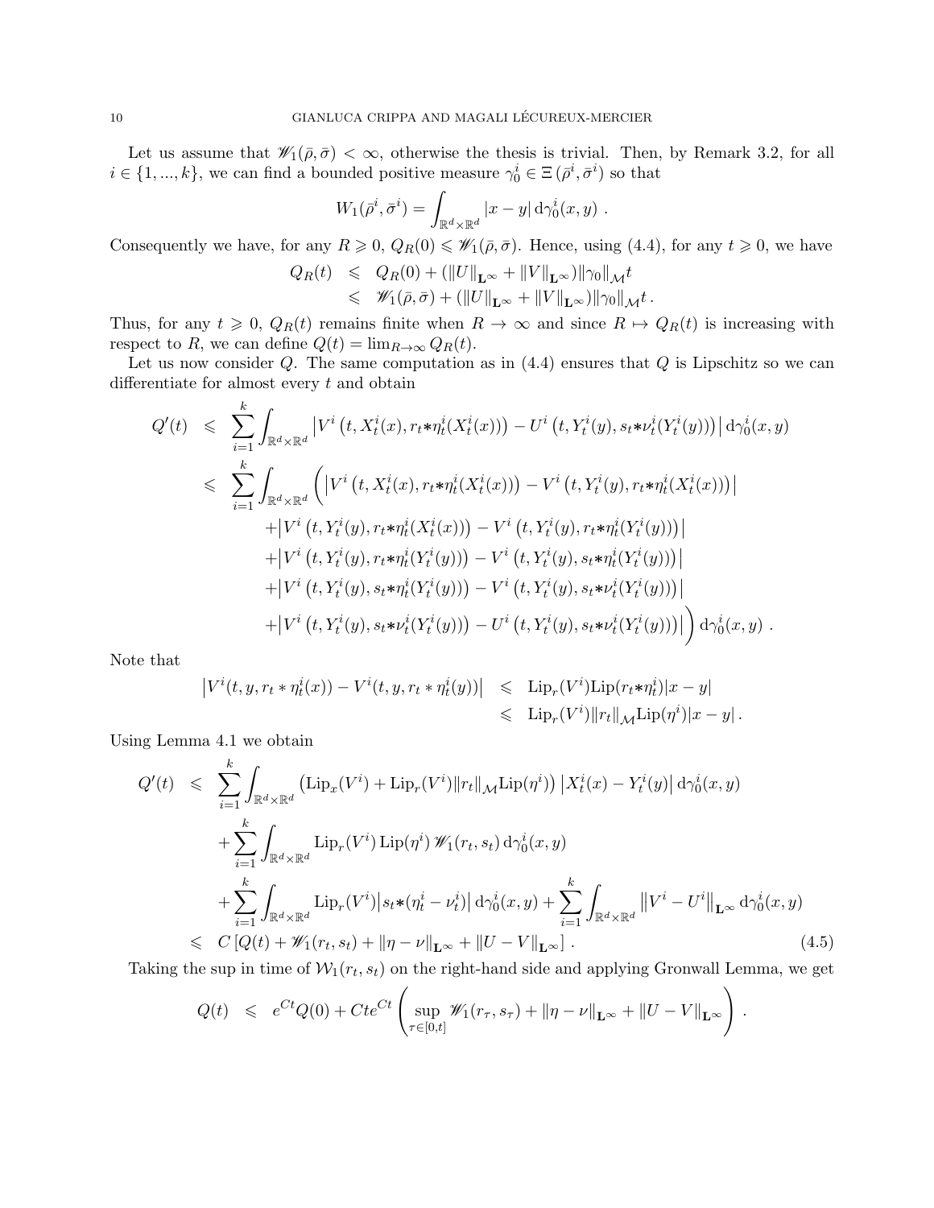Let us assume that $\mathscr{W}_1(\bar\rho,\bar\sigma) < \infty$, otherwise the thesis is trivial. Then, by Remark 3.2, for all $i \in \{1,...,k\}$, we can find a bounded positive measure $\gamma_0^i \in \Xi(\bar\rho^i,\bar\sigma^i)$ so that

$$W_1(\bar\rho^i,\bar\sigma^i) = \int_{\mathbb{R}^d\times\mathbb{R}^d} |x-y| \,\mathrm{d}\gamma_0^i(x,y) \,.$$

Consequently we have, for any $R \geqslant 0$, $Q_R(0) \leqslant \mathscr{W}_1(\bar\rho,\bar\sigma)$. Hence, using (4.4), for any $t \geqslant 0$, we have

$$\begin{array}{rcl} Q_R(t) & \leqslant & Q_R(0) + (\|U\|_{\mathbf{L}^\infty} + \|V\|_{\mathbf{L}^\infty})\|\gamma_0\|_{\mathcal{M}} t \\ & \leqslant & \mathscr{W}_1(\bar\rho,\bar\sigma) + (\|U\|_{\mathbf{L}^\infty} + \|V\|_{\mathbf{L}^\infty})\|\gamma_0\|_{\mathcal{M}} t \,. \end{array}$$

Thus, for any $t \geqslant 0$, $Q_R(t)$ remains finite when $R \to \infty$ and since $R \mapsto Q_R(t)$ is increasing with respect to $R$, we can define $Q(t) = \lim_{R\to\infty} Q_R(t)$.

Let us now consider $Q$. The same computation as in (4.4) ensures that $Q$ is Lipschitz so we can differentiate for almost every $t$ and obtain

$$\begin{array}{rcl} Q'(t) & \leqslant & \displaystyle\sum_{i=1}^k \int_{\mathbb{R}^d\times\mathbb{R}^d} \left| V^i\left(t, X_t^i(x), r_t{*}\eta_t^i(X_t^i(x))\right) - U^i\left(t, Y_t^i(y), s_t{*}\nu_t^i(Y_t^i(y))\right)\right| \mathrm{d}\gamma_0^i(x,y) \\ & \leqslant & \displaystyle\sum_{i=1}^k \int_{\mathbb{R}^d\times\mathbb{R}^d} \Big( \left| V^i\left(t, X_t^i(x), r_t{*}\eta_t^i(X_t^i(x))\right) - V^i\left(t, Y_t^i(y), r_t{*}\eta_t^i(X_t^i(x))\right)\right| \\ & & \quad + \left| V^i\left(t, Y_t^i(y), r_t{*}\eta_t^i(X_t^i(x))\right) - V^i\left(t, Y_t^i(y), r_t{*}\eta_t^i(Y_t^i(y))\right)\right| \\ & & \quad + \left| V^i\left(t, Y_t^i(y), r_t{*}\eta_t^i(Y_t^i(y))\right) - V^i\left(t, Y_t^i(y), s_t{*}\eta_t^i(Y_t^i(y))\right)\right| \\ & & \quad + \left| V^i\left(t, Y_t^i(y), s_t{*}\eta_t^i(Y_t^i(y))\right) - V^i\left(t, Y_t^i(y), s_t{*}\nu_t^i(Y_t^i(y))\right)\right| \\ & & \quad + \left| V^i\left(t, Y_t^i(y), s_t{*}\nu_t^i(Y_t^i(y))\right) - U^i\left(t, Y_t^i(y), s_t{*}\nu_t^i(Y_t^i(y))\right)\right| \Big) \mathrm{d}\gamma_0^i(x,y) \,. \end{array}$$

Note that

$$\begin{array}{rcl} \left|V^i(t,y,r_t * \eta_t^i(x)) - V^i(t,y,r_t * \eta_t^i(y))\right| & \leqslant & \mathrm{Lip}_r(V^i)\mathrm{Lip}(r_t{*}\eta_t^i)|x-y| \\ & \leqslant & \mathrm{Lip}_r(V^i)\|r_t\|_{\mathcal{M}}\mathrm{Lip}(\eta^i)|x-y| \,. \end{array}$$

Using Lemma 4.1 we obtain

$$\begin{array}{rcl} Q'(t) & \leqslant & \displaystyle\sum_{i=1}^k \int_{\mathbb{R}^d\times\mathbb{R}^d} \left(\mathrm{Lip}_x(V^i) + \mathrm{Lip}_r(V^i)\|r_t\|_{\mathcal{M}}\mathrm{Lip}(\eta^i)\right) \left|X_t^i(x) - Y_t^i(y)\right| \mathrm{d}\gamma_0^i(x,y) \\ & & + \displaystyle\sum_{i=1}^k \int_{\mathbb{R}^d\times\mathbb{R}^d} \mathrm{Lip}_r(V^i)\,\mathrm{Lip}(\eta^i)\,\mathscr{W}_1(r_t,s_t)\,\mathrm{d}\gamma_0^i(x,y) \\ & & + \displaystyle\sum_{i=1}^k \int_{\mathbb{R}^d\times\mathbb{R}^d} \mathrm{Lip}_r(V^i)\left|s_t{*}(\eta_t^i - \nu_t^i)\right| \mathrm{d}\gamma_0^i(x,y) + \sum_{i=1}^k \int_{\mathbb{R}^d\times\mathbb{R}^d} \left\|V^i - U^i\right\|_{\mathbf{L}^\infty} \mathrm{d}\gamma_0^i(x,y) \\ & \leqslant & C\left[Q(t) + \mathscr{W}_1(r_t,s_t) + \|\eta-\nu\|_{\mathbf{L}^\infty} + \|U-V\|_{\mathbf{L}^\infty}\right] . \end{array} \tag{4.5}$$

Taking the sup in time of $\mathcal{W}_1(r_t,s_t)$ on the right-hand side and applying Gronwall Lemma, we get

$$Q(t) \;\leqslant\; e^{Ct}Q(0) + Cte^{Ct}\left(\sup_{\tau\in[0,t]} \mathscr{W}_1(r_\tau,s_\tau) + \|\eta-\nu\|_{\mathbf{L}^\infty} + \|U-V\|_{\mathbf{L}^\infty}\right) .$$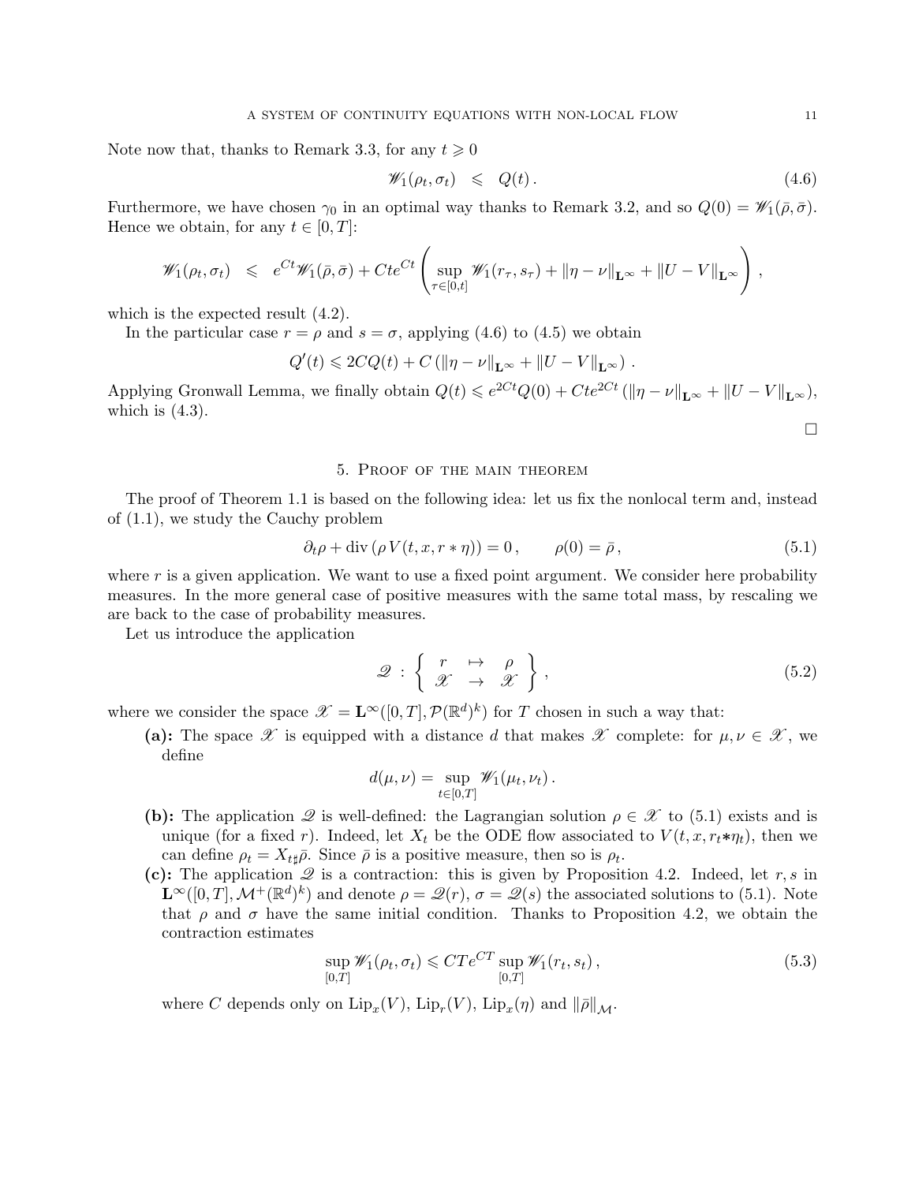Note now that, thanks to Remark 3.3, for any $t \geqslant 0$

$$
\mathscr{W}_1(\rho_t, \sigma_t) \quad \leqslant \quad Q(t)\,. \tag{4.6}
$$

Furthermore, we have chosen $\gamma_0$ in an optimal way thanks to Remark 3.2, and so $Q(0) = \mathscr{W}_1(\bar\rho, \bar\sigma)$. Hence we obtain, for any $t \in [0, T]$:

$$
\mathscr{W}_1(\rho_t, \sigma_t) \quad \leqslant \quad e^{Ct}\mathscr{W}_1(\bar\rho, \bar\sigma) + Cte^{Ct}\left( \sup_{\tau\in[0,t]} \mathscr{W}_1(r_\tau, s_\tau) + \|\eta - \nu\|_{\mathbf{L}^\infty} + \|U - V\|_{\mathbf{L}^\infty} \right),
$$

which is the expected result (4.2).

In the particular case $r = \rho$ and $s = \sigma$, applying (4.6) to (4.5) we obtain

$$
Q'(t) \leqslant 2CQ(t) + C\left(\|\eta - \nu\|_{\mathbf{L}^\infty} + \|U - V\|_{\mathbf{L}^\infty}\right).
$$

Applying Gronwall Lemma, we finally obtain $Q(t) \leqslant e^{2Ct}Q(0) + Cte^{2Ct}\left(\|\eta - \nu\|_{\mathbf{L}^\infty} + \|U - V\|_{\mathbf{L}^\infty}\right)$, which is (4.3).

□

## 5. Proof of the main theorem

The proof of Theorem 1.1 is based on the following idea: let us fix the nonlocal term and, instead of (1.1), we study the Cauchy problem

$$
\partial_t \rho + \operatorname{div}\left(\rho\, V(t, x, r * \eta)\right) = 0\,, \qquad \rho(0) = \bar\rho\,, \tag{5.1}
$$

where $r$ is a given application. We want to use a fixed point argument. We consider here probability measures. In the more general case of positive measures with the same total mass, by rescaling we are back to the case of probability measures.

Let us introduce the application

$$
\mathscr{Q} \;:\; \left\{ \begin{array}{ccc} r & \mapsto & \rho \\ \mathscr{X} & \to & \mathscr{X} \end{array} \right\}, \tag{5.2}
$$

where we consider the space $\mathscr{X} = \mathbf{L}^\infty([0,T], \mathcal{P}(\mathbb{R}^d)^k)$ for $T$ chosen in such a way that:

- **(a):** The space $\mathscr{X}$ is equipped with a distance $d$ that makes $\mathscr{X}$ complete: for $\mu, \nu \in \mathscr{X}$, we define

$$
d(\mu, \nu) = \sup_{t\in[0,T]} \mathscr{W}_1(\mu_t, \nu_t)\,.
$$

- **(b):** The application $\mathscr{Q}$ is well-defined: the Lagrangian solution $\rho \in \mathscr{X}$ to (5.1) exists and is unique (for a fixed $r$). Indeed, let $X_t$ be the ODE flow associated to $V(t, x, r_t * \eta_t)$, then we can define $\rho_t = X_{t\sharp}\bar\rho$. Since $\bar\rho$ is a positive measure, then so is $\rho_t$.
- **(c):** The application $\mathscr{Q}$ is a contraction: this is given by Proposition 4.2. Indeed, let $r, s$ in $\mathbf{L}^\infty([0,T], \mathcal{M}^+(\mathbb{R}^d)^k)$ and denote $\rho = \mathscr{Q}(r)$, $\sigma = \mathscr{Q}(s)$ the associated solutions to (5.1). Note that $\rho$ and $\sigma$ have the same initial condition. Thanks to Proposition 4.2, we obtain the contraction estimates

$$
\sup_{[0,T]} \mathscr{W}_1(\rho_t, \sigma_t) \leqslant CTe^{CT} \sup_{[0,T]} \mathscr{W}_1(r_t, s_t)\,, \tag{5.3}
$$

where $C$ depends only on $\operatorname{Lip}_x(V)$, $\operatorname{Lip}_r(V)$, $\operatorname{Lip}_x(\eta)$ and $\|\bar\rho\|_{\mathcal{M}}$.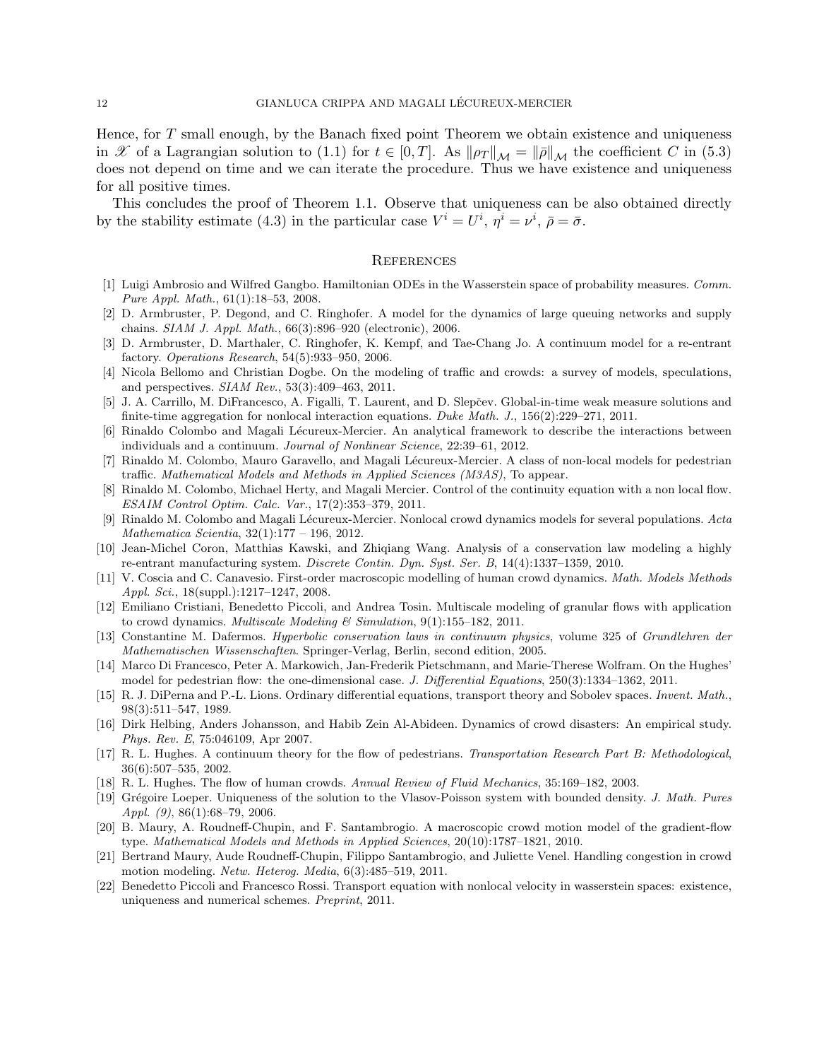Hence, for $T$ small enough, by the Banach fixed point Theorem we obtain existence and uniqueness in $\mathscr{X}$ of a Lagrangian solution to (1.1) for $t \in [0, T]$. As $\|\rho_T\|_{\mathcal{M}} = \|\bar{\rho}\|_{\mathcal{M}}$ the coefficient $C$ in (5.3) does not depend on time and we can iterate the procedure. Thus we have existence and uniqueness for all positive times.

This concludes the proof of Theorem 1.1. Observe that uniqueness can be also obtained directly by the stability estimate (4.3) in the particular case $V^i = U^i$, $\eta^i = \nu^i$, $\bar{\rho} = \bar{\sigma}$.

## References

[1] Luigi Ambrosio and Wilfred Gangbo. Hamiltonian ODEs in the Wasserstein space of probability measures. *Comm. Pure Appl. Math.*, 61(1):18–53, 2008.

[2] D. Armbruster, P. Degond, and C. Ringhofer. A model for the dynamics of large queuing networks and supply chains. *SIAM J. Appl. Math.*, 66(3):896–920 (electronic), 2006.

[3] D. Armbruster, D. Marthaler, C. Ringhofer, K. Kempf, and Tae-Chang Jo. A continuum model for a re-entrant factory. *Operations Research*, 54(5):933–950, 2006.

[4] Nicola Bellomo and Christian Dogbe. On the modeling of traffic and crowds: a survey of models, speculations, and perspectives. *SIAM Rev.*, 53(3):409–463, 2011.

[5] J. A. Carrillo, M. DiFrancesco, A. Figalli, T. Laurent, and D. Slepčev. Global-in-time weak measure solutions and finite-time aggregation for nonlocal interaction equations. *Duke Math. J.*, 156(2):229–271, 2011.

[6] Rinaldo Colombo and Magali Lécureux-Mercier. An analytical framework to describe the interactions between individuals and a continuum. *Journal of Nonlinear Science*, 22:39–61, 2012.

[7] Rinaldo M. Colombo, Mauro Garavello, and Magali Lécureux-Mercier. A class of non-local models for pedestrian traffic. *Mathematical Models and Methods in Applied Sciences (M3AS)*, To appear.

[8] Rinaldo M. Colombo, Michael Herty, and Magali Mercier. Control of the continuity equation with a non local flow. *ESAIM Control Optim. Calc. Var.*, 17(2):353–379, 2011.

[9] Rinaldo M. Colombo and Magali Lécureux-Mercier. Nonlocal crowd dynamics models for several populations. *Acta Mathematica Scientia*, 32(1):177 – 196, 2012.

[10] Jean-Michel Coron, Matthias Kawski, and Zhiqiang Wang. Analysis of a conservation law modeling a highly re-entrant manufacturing system. *Discrete Contin. Dyn. Syst. Ser. B*, 14(4):1337–1359, 2010.

[11] V. Coscia and C. Canavesio. First-order macroscopic modelling of human crowd dynamics. *Math. Models Methods Appl. Sci.*, 18(suppl.):1217–1247, 2008.

[12] Emiliano Cristiani, Benedetto Piccoli, and Andrea Tosin. Multiscale modeling of granular flows with application to crowd dynamics. *Multiscale Modeling & Simulation*, 9(1):155–182, 2011.

[13] Constantine M. Dafermos. *Hyperbolic conservation laws in continuum physics*, volume 325 of *Grundlehren der Mathematischen Wissenschaften*. Springer-Verlag, Berlin, second edition, 2005.

[14] Marco Di Francesco, Peter A. Markowich, Jan-Frederik Pietschmann, and Marie-Therese Wolfram. On the Hughes' model for pedestrian flow: the one-dimensional case. *J. Differential Equations*, 250(3):1334–1362, 2011.

[15] R. J. DiPerna and P.-L. Lions. Ordinary differential equations, transport theory and Sobolev spaces. *Invent. Math.*, 98(3):511–547, 1989.

[16] Dirk Helbing, Anders Johansson, and Habib Zein Al-Abideen. Dynamics of crowd disasters: An empirical study. *Phys. Rev. E*, 75:046109, Apr 2007.

[17] R. L. Hughes. A continuum theory for the flow of pedestrians. *Transportation Research Part B: Methodological*, 36(6):507–535, 2002.

[18] R. L. Hughes. The flow of human crowds. *Annual Review of Fluid Mechanics*, 35:169–182, 2003.

[19] Grégoire Loeper. Uniqueness of the solution to the Vlasov-Poisson system with bounded density. *J. Math. Pures Appl. (9)*, 86(1):68–79, 2006.

[20] B. Maury, A. Roudneff-Chupin, and F. Santambrogio. A macroscopic crowd motion model of the gradient-flow type. *Mathematical Models and Methods in Applied Sciences*, 20(10):1787–1821, 2010.

[21] Bertrand Maury, Aude Roudneff-Chupin, Filippo Santambrogio, and Juliette Venel. Handling congestion in crowd motion modeling. *Netw. Heterog. Media*, 6(3):485–519, 2011.

[22] Benedetto Piccoli and Francesco Rossi. Transport equation with nonlocal velocity in wasserstein spaces: existence, uniqueness and numerical schemes. *Preprint*, 2011.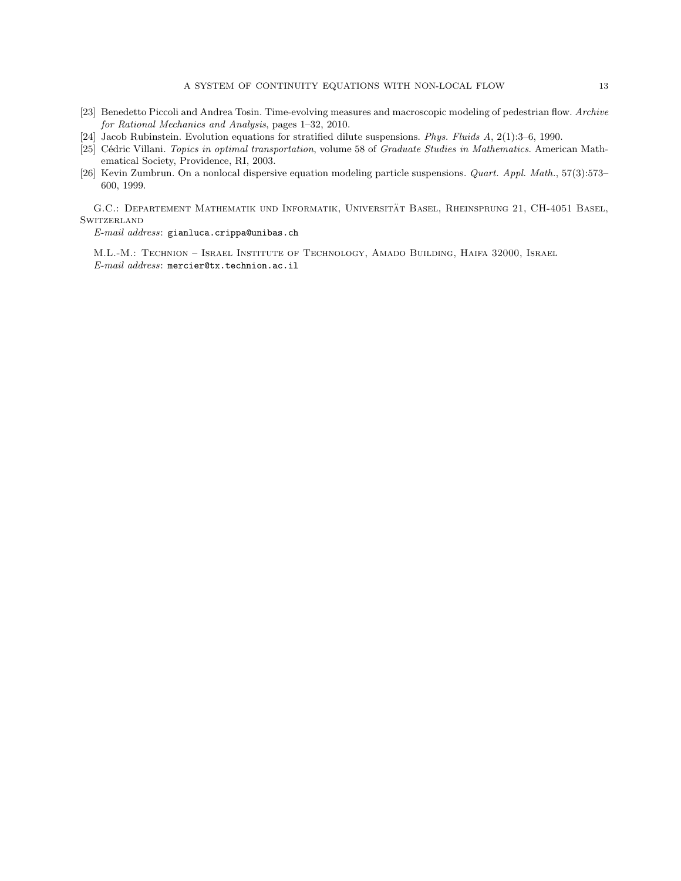[23] Benedetto Piccoli and Andrea Tosin. Time-evolving measures and macroscopic modeling of pedestrian flow. *Archive for Rational Mechanics and Analysis*, pages 1–32, 2010.

[24] Jacob Rubinstein. Evolution equations for stratified dilute suspensions. *Phys. Fluids A*, 2(1):3–6, 1990.

[25] Cédric Villani. *Topics in optimal transportation*, volume 58 of *Graduate Studies in Mathematics*. American Mathematical Society, Providence, RI, 2003.

[26] Kevin Zumbrun. On a nonlocal dispersive equation modeling particle suspensions. *Quart. Appl. Math.*, 57(3):573–600, 1999.

G.C.: Departement Mathematik und Informatik, Universität Basel, Rheinsprung 21, CH-4051 Basel, Switzerland

*E-mail address*: gianluca.crippa@unibas.ch

M.L.-M.: Technion – Israel Institute of Technology, Amado Building, Haifa 32000, Israel

*E-mail address*: mercier@tx.technion.ac.il